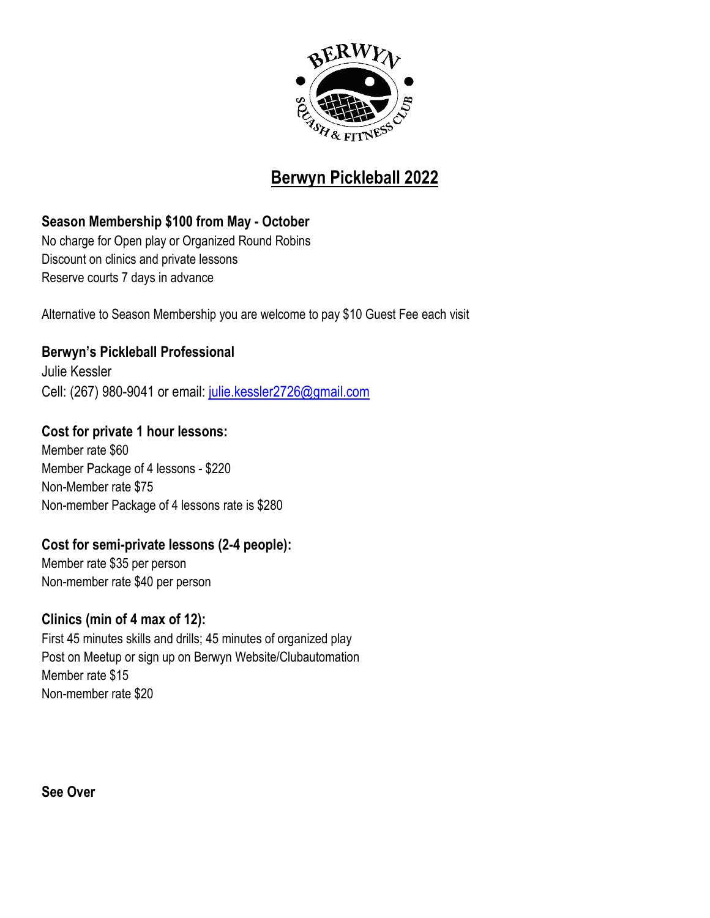# Berwyn Pickleball 2022

**Season Membership $100 from May - October**
No charge for Open play or Organized Round Robins
Discount on clinics and private lessons
Reserve courts 7 days in advance

Alternative to Season Membership you are welcome to pay $10 Guest Fee each visit

**Berwyn's Pickleball Professional**
Julie Kessler
Cell: (267) 980-9041 or email: julie.kessler2726@gmail.com

**Cost for private 1 hour lessons:**
Member rate $60
Member Package of 4 lessons - $220
Non-Member rate $75
Non-member Package of 4 lessons rate is $280

**Cost for semi-private lessons (2-4 people):**
Member rate $35 per person
Non-member rate $40 per person

**Clinics (min of 4 max of 12):**
First 45 minutes skills and drills; 45 minutes of organized play
Post on Meetup or sign up on Berwyn Website/Clubautomation
Member rate $15
Non-member rate $20

**See Over**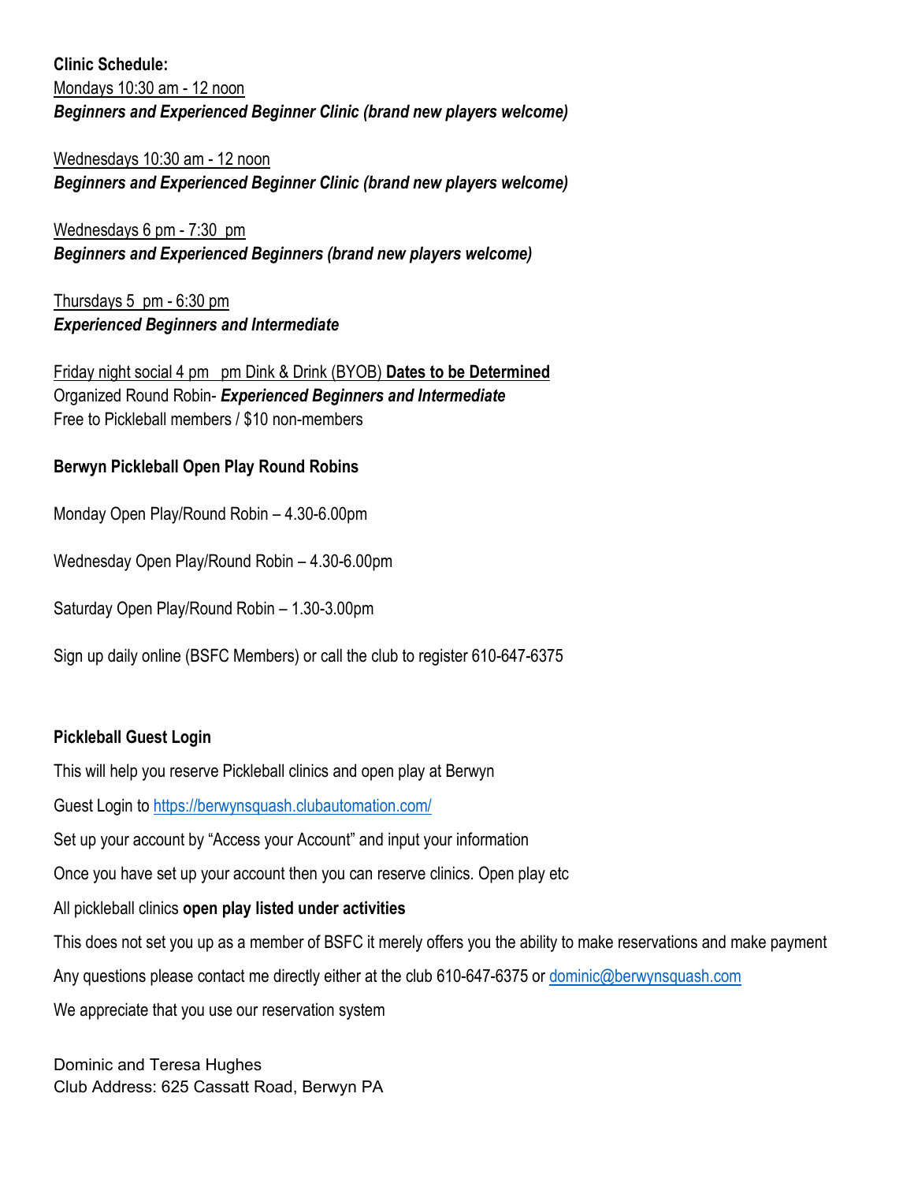**Clinic Schedule:**

Mondays 10:30 am - 12 noon

***Beginners and Experienced Beginner Clinic (brand new players welcome)***

Wednesdays 10:30 am - 12 noon

***Beginners and Experienced Beginner Clinic (brand new players welcome)***

Wednesdays 6 pm - 7:30 pm

***Beginners and Experienced Beginners (brand new players welcome)***

Thursdays 5 pm - 6:30 pm

***Experienced Beginners and Intermediate***

Friday night social 4 pm pm Dink & Drink (BYOB) **Dates to be Determined**

Organized Round Robin- ***Experienced Beginners and Intermediate***

Free to Pickleball members / $10 non-members

**Berwyn Pickleball Open Play Round Robins**

Monday Open Play/Round Robin – 4.30-6.00pm

Wednesday Open Play/Round Robin – 4.30-6.00pm

Saturday Open Play/Round Robin – 1.30-3.00pm

Sign up daily online (BSFC Members) or call the club to register 610-647-6375

**Pickleball Guest Login**

This will help you reserve Pickleball clinics and open play at Berwyn

Guest Login to [https://berwynsquash.clubautomation.com/](https://berwynsquash.clubautomation.com/)

Set up your account by "Access your Account" and input your information

Once you have set up your account then you can reserve clinics. Open play etc

All pickleball clinics **open play listed under activities**

This does not set you up as a member of BSFC it merely offers you the ability to make reservations and make payment

Any questions please contact me directly either at the club 610-647-6375 or [dominic@berwynsquash.com](mailto:dominic@berwynsquash.com)

We appreciate that you use our reservation system

Dominic and Teresa Hughes

Club Address: 625 Cassatt Road, Berwyn PA